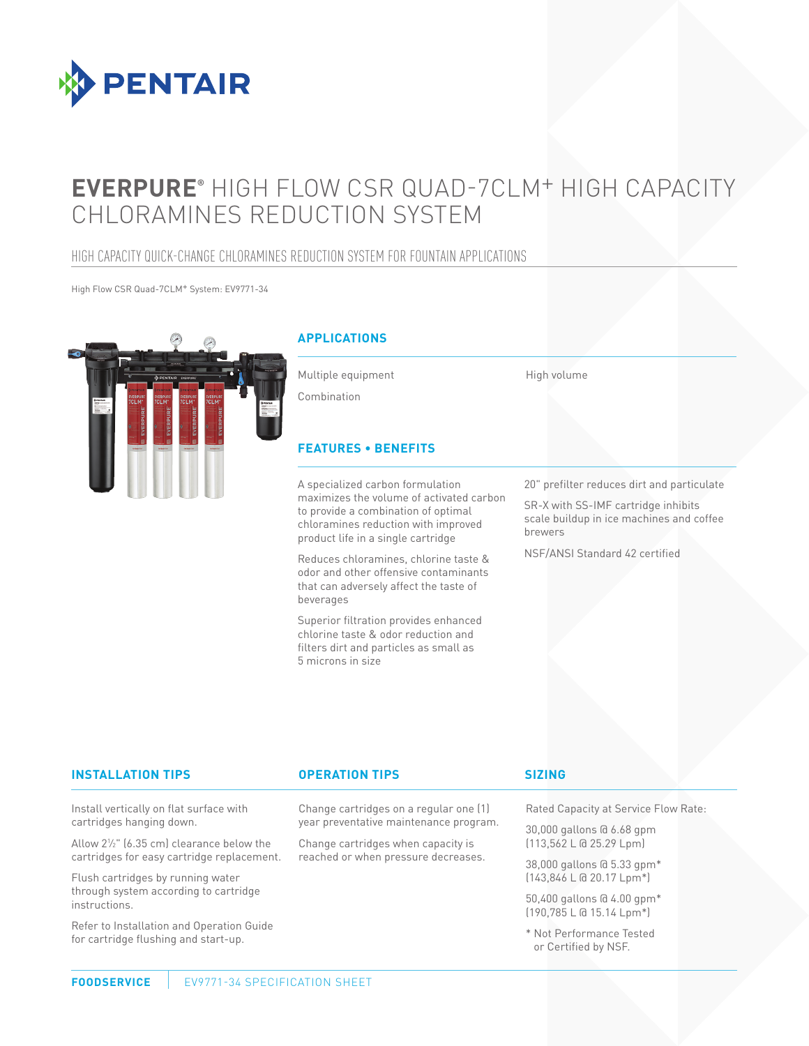# EVERPURE® HIGH FLOW CSR QUAD-7CLM+ HIGH CAPACITY CHLORAMINES REDUCTION SYSTEM

## HIGH CAPACITY QUICK-CHANGE CHLORAMINES REDUCTION SYSTEM FOR FOUNTAIN APPLICATIONS

High Flow CSR Quad-7CLM+ System: EV9771-34

### APPLICATIONS

Multiple equipment

Combination

High volume

### FEATURES • BENEFITS

A specialized carbon formulation maximizes the volume of activated carbon to provide a combination of optimal chloramines reduction with improved product life in a single cartridge

Reduces chloramines, chlorine taste & odor and other offensive contaminants that can adversely affect the taste of beverages

Superior filtration provides enhanced chlorine taste & odor reduction and filters dirt and particles as small as 5 microns in size

20" prefilter reduces dirt and particulate

SR-X with SS-IMF cartridge inhibits scale buildup in ice machines and coffee brewers

NSF/ANSI Standard 42 certified

### INSTALLATION TIPS

Install vertically on flat surface with cartridges hanging down.

Allow 2½" (6.35 cm) clearance below the cartridges for easy cartridge replacement.

Flush cartridges by running water through system according to cartridge instructions.

Refer to Installation and Operation Guide for cartridge flushing and start-up.

### OPERATION TIPS

Change cartridges on a regular one (1) year preventative maintenance program.

Change cartridges when capacity is reached or when pressure decreases.

### SIZING

Rated Capacity at Service Flow Rate:

30,000 gallons @ 6.68 gpm (113,562 L @ 25.29 Lpm)

38,000 gallons @ 5.33 gpm* (143,846 L @ 20.17 Lpm*)

50,400 gallons @ 4.00 gpm* (190,785 L @ 15.14 Lpm*)

* Not Performance Tested or Certified by NSF.

FOODSERVICE | EV9771-34 SPECIFICATION SHEET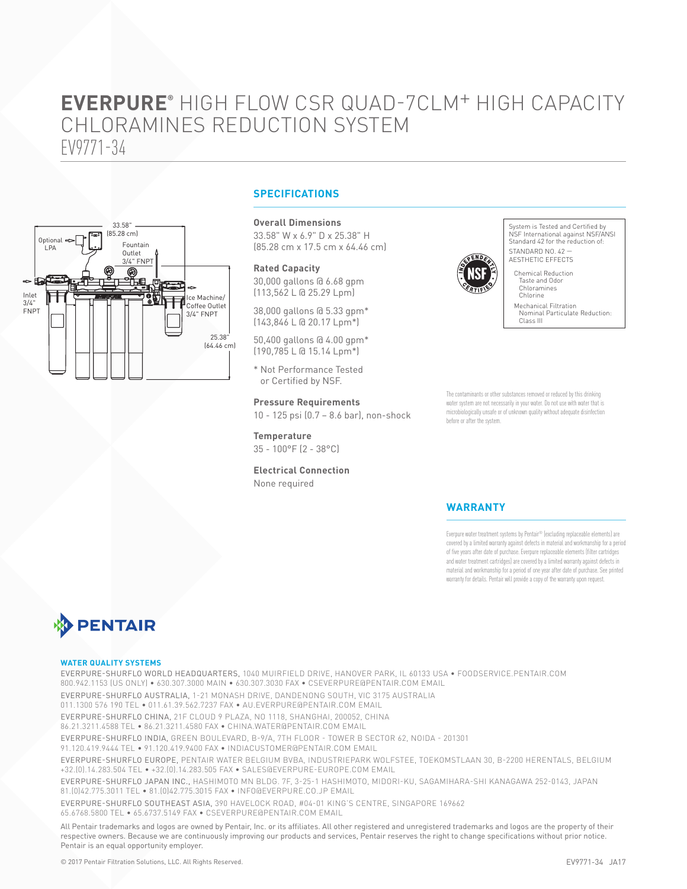# EVERPURE® HIGH FLOW CSR QUAD-7CLM+ HIGH CAPACITY CHLORAMINES REDUCTION SYSTEM

EV9771-34

Optional LPA

33.58" (85.28 cm)

Fountain Outlet 3/4" FNPT

Inlet 3/4" FNPT

Ice Machine/ Coffee Outlet 3/4" FNPT

25.38" (64.46 cm)

## SPECIFICATIONS

**Overall Dimensions**
33.58" W x 6.9" D x 25.38" H
(85.28 cm x 17.5 cm x 64.46 cm)

**Rated Capacity**
30,000 gallons @ 6.68 gpm
(113,562 L @ 25.29 Lpm)

38,000 gallons @ 5.33 gpm*
(143,846 L @ 20.17 Lpm*)

50,400 gallons @ 4.00 gpm*
(190,785 L @ 15.14 Lpm*)

* Not Performance Tested or Certified by NSF.

**Pressure Requirements**
10 - 125 psi (0.7 – 8.6 bar), non-shock

**Temperature**
35 - 100°F (2 - 38°C)

**Electrical Connection**
None required

INDEPENDENTLY NSF CERTIFIED

System is Tested and Certified by NSF International against NSF/ANSI Standard 42 for the reduction of:

STANDARD NO. 42 — AESTHETIC EFFECTS

Chemical Reduction
- Taste and Odor
- Chloramines
- Chlorine

Mechanical Filtration
- Nominal Particulate Reduction: Class III

The contaminants or other substances removed or reduced by this drinking water system are not necessarily in your water. Do not use with water that is microbiologically unsafe or of unknown quality without adequate disinfection before or after the system.

## WARRANTY

Everpure water treatment systems by Pentair® (excluding replaceable elements) are covered by a limited warranty against defects in material and workmanship for a period of five years after date of purchase. Everpure replaceable elements (filter cartridges and water treatment cartridges) are covered by a limited warranty against defects in material and workmanship for a period of one year after date of purchase. See printed warranty for details. Pentair will provide a copy of the warranty upon request.

PENTAIR

**WATER QUALITY SYSTEMS**

EVERPURE-SHURFLO WORLD HEADQUARTERS, 1040 MUIRFIELD DRIVE, HANOVER PARK, IL 60133 USA • FOODSERVICE.PENTAIR.COM
800.942.1153 (US ONLY) • 630.307.3000 MAIN • 630.307.3030 FAX • CSEVERPURE@PENTAIR.COM EMAIL

EVERPURE-SHURFLO AUSTRALIA, 1-21 MONASH DRIVE, DANDENONG SOUTH, VIC 3175 AUSTRALIA
011.1300 576 190 TEL • 011.61.39.562.7237 FAX • AU.EVERPURE@PENTAIR.COM EMAIL

EVERPURE-SHURFLO CHINA, 21F CLOUD 9 PLAZA, NO 1118, SHANGHAI, 200052, CHINA
86.21.3211.4588 TEL • 86.21.3211.4580 FAX • CHINA.WATER@PENTAIR.COM EMAIL

EVERPURE-SHURFLO INDIA, GREEN BOULEVARD, B-9/A, 7TH FLOOR - TOWER B SECTOR 62, NOIDA - 201301
91.120.419.9444 TEL • 91.120.419.9400 FAX • INDIACUSTOMER@PENTAIR.COM EMAIL

EVERPURE-SHURFLO EUROPE, PENTAIR WATER BELGIUM BVBA, INDUSTRIEPARK WOLFSTEE, TOEKOMSTLAAN 30, B-2200 HERENTALS, BELGIUM
+32.(0).14.283.504 TEL • +32.(0).14.283.505 FAX • SALES@EVERPURE-EUROPE.COM EMAIL

EVERPURE-SHURFLO JAPAN INC., HASHIMOTO MN BLDG. 7F, 3-25-1 HASHIMOTO, MIDORI-KU, SAGAMIHARA-SHI KANAGAWA 252-0143, JAPAN
81.(0)42.775.3011 TEL • 81.(0)42.775.3015 FAX • INFO@EVERPURE.CO.JP EMAIL

EVERPURE-SHURFLO SOUTHEAST ASIA, 390 HAVELOCK ROAD, #04-01 KING'S CENTRE, SINGAPORE 169662
65.6768.5800 TEL • 65.6737.5149 FAX • CSEVERPURE@PENTAIR.COM EMAIL

All Pentair trademarks and logos are owned by Pentair, Inc. or its affiliates. All other registered and unregistered trademarks and logos are the property of their respective owners. Because we are continuously improving our products and services, Pentair reserves the right to change specifications without prior notice. Pentair is an equal opportunity employer.

© 2017 Pentair Filtration Solutions, LLC. All Rights Reserved.

EV9771-34 JA17